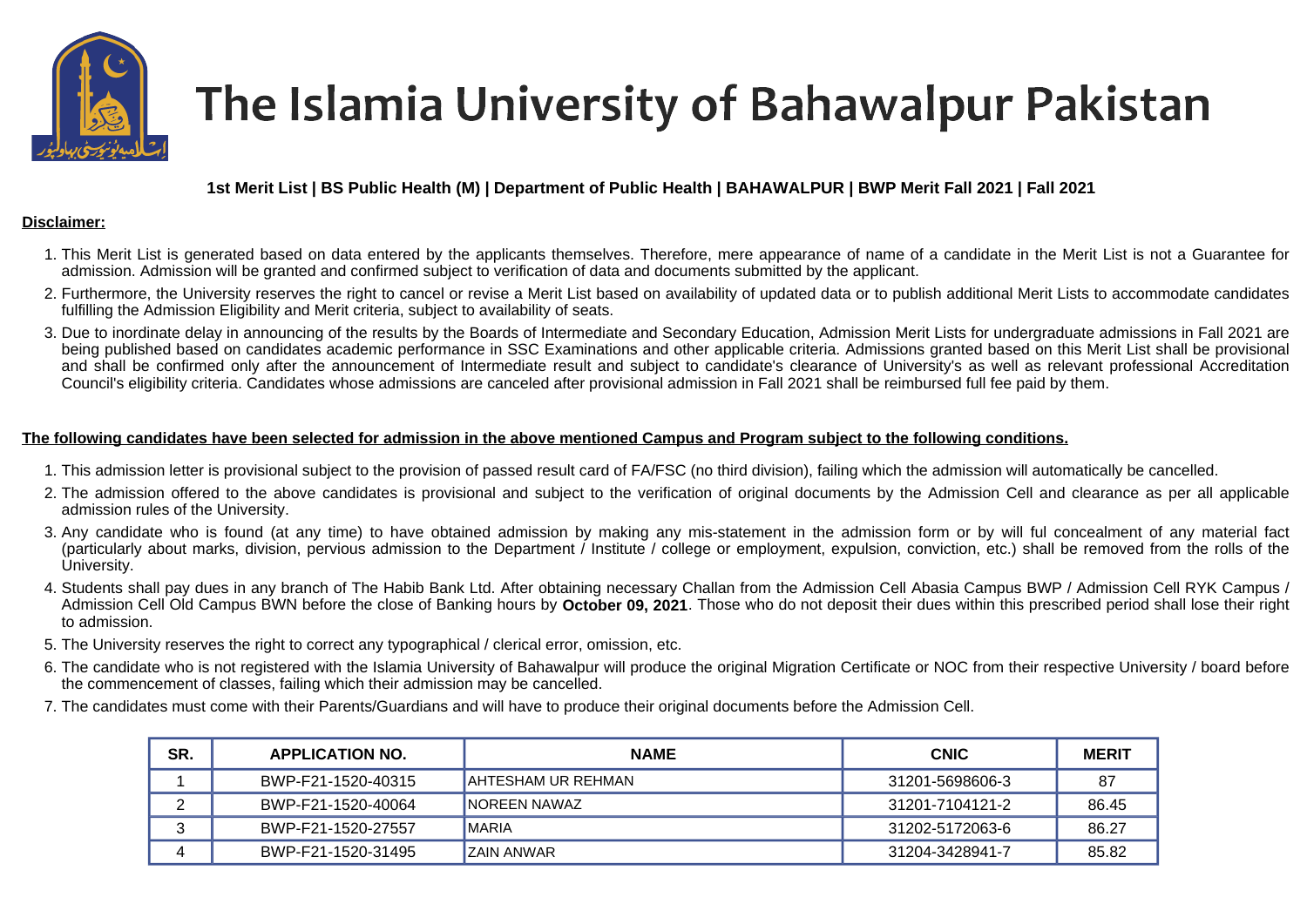# The Islamia University of Bahawalpur Pakistan

**1st Merit List | BS Public Health (M) | Department of Public Health | BAHAWALPUR | BWP Merit Fall 2021 | Fall 2021**

**Disclaimer:**

1. This Merit List is generated based on data entered by the applicants themselves. Therefore, mere appearance of name of a candidate in the Merit List is not a Guarantee for admission. Admission will be granted and confirmed subject to verification of data and documents submitted by the applicant.
2. Furthermore, the University reserves the right to cancel or revise a Merit List based on availability of updated data or to publish additional Merit Lists to accommodate candidates fulfilling the Admission Eligibility and Merit criteria, subject to availability of seats.
3. Due to inordinate delay in announcing of the results by the Boards of Intermediate and Secondary Education, Admission Merit Lists for undergraduate admissions in Fall 2021 are being published based on candidates academic performance in SSC Examinations and other applicable criteria. Admissions granted based on this Merit List shall be provisional and shall be confirmed only after the announcement of Intermediate result and subject to candidate's clearance of University's as well as relevant professional Accreditation Council's eligibility criteria. Candidates whose admissions are canceled after provisional admission in Fall 2021 shall be reimbursed full fee paid by them.

**The following candidates have been selected for admission in the above mentioned Campus and Program subject to the following conditions.**

1. This admission letter is provisional subject to the provision of passed result card of FA/FSC (no third division), failing which the admission will automatically be cancelled.
2. The admission offered to the above candidates is provisional and subject to the verification of original documents by the Admission Cell and clearance as per all applicable admission rules of the University.
3. Any candidate who is found (at any time) to have obtained admission by making any mis-statement in the admission form or by will ful concealment of any material fact (particularly about marks, division, pervious admission to the Department / Institute / college or employment, expulsion, conviction, etc.) shall be removed from the rolls of the University.
4. Students shall pay dues in any branch of The Habib Bank Ltd. After obtaining necessary Challan from the Admission Cell Abasia Campus BWP / Admission Cell RYK Campus / Admission Cell Old Campus BWN before the close of Banking hours by **October 09, 2021**. Those who do not deposit their dues within this prescribed period shall lose their right to admission.
5. The University reserves the right to correct any typographical / clerical error, omission, etc.
6. The candidate who is not registered with the Islamia University of Bahawalpur will produce the original Migration Certificate or NOC from their respective University / board before the commencement of classes, failing which their admission may be cancelled.
7. The candidates must come with their Parents/Guardians and will have to produce their original documents before the Admission Cell.

| SR. | APPLICATION NO. | NAME | CNIC | MERIT |
|---|---|---|---|---|
| 1 | BWP-F21-1520-40315 | AHTESHAM UR REHMAN | 31201-5698606-3 | 87 |
| 2 | BWP-F21-1520-40064 | NOREEN NAWAZ | 31201-7104121-2 | 86.45 |
| 3 | BWP-F21-1520-27557 | MARIA | 31202-5172063-6 | 86.27 |
| 4 | BWP-F21-1520-31495 | ZAIN ANWAR | 31204-3428941-7 | 85.82 |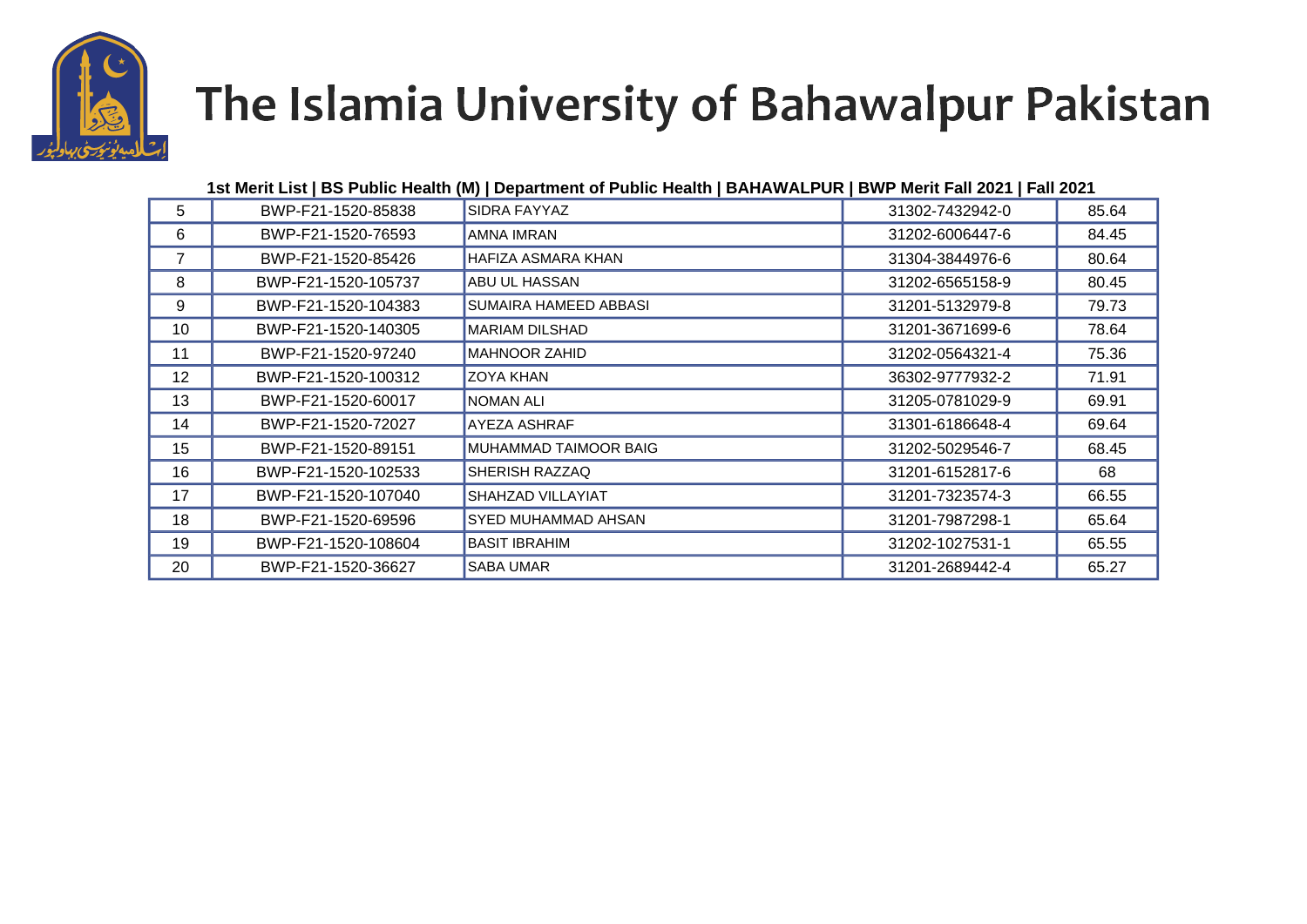# The Islamia University of Bahawalpur Pakistan

**1st Merit List | BS Public Health (M) | Department of Public Health | BAHAWALPUR | BWP Merit Fall 2021 | Fall 2021**

| | | | | |
|---|---|---|---|---|
| 5 | BWP-F21-1520-85838 | SIDRA FAYYAZ | 31302-7432942-0 | 85.64 |
| 6 | BWP-F21-1520-76593 | AMNA IMRAN | 31202-6006447-6 | 84.45 |
| 7 | BWP-F21-1520-85426 | HAFIZA ASMARA KHAN | 31304-3844976-6 | 80.64 |
| 8 | BWP-F21-1520-105737 | ABU UL HASSAN | 31202-6565158-9 | 80.45 |
| 9 | BWP-F21-1520-104383 | SUMAIRA HAMEED ABBASI | 31201-5132979-8 | 79.73 |
| 10 | BWP-F21-1520-140305 | MARIAM DILSHAD | 31201-3671699-6 | 78.64 |
| 11 | BWP-F21-1520-97240 | MAHNOOR ZAHID | 31202-0564321-4 | 75.36 |
| 12 | BWP-F21-1520-100312 | ZOYA KHAN | 36302-9777932-2 | 71.91 |
| 13 | BWP-F21-1520-60017 | NOMAN ALI | 31205-0781029-9 | 69.91 |
| 14 | BWP-F21-1520-72027 | AYEZA ASHRAF | 31301-6186648-4 | 69.64 |
| 15 | BWP-F21-1520-89151 | MUHAMMAD TAIMOOR BAIG | 31202-5029546-7 | 68.45 |
| 16 | BWP-F21-1520-102533 | SHERISH RAZZAQ | 31201-6152817-6 | 68 |
| 17 | BWP-F21-1520-107040 | SHAHZAD VILLAYIAT | 31201-7323574-3 | 66.55 |
| 18 | BWP-F21-1520-69596 | SYED MUHAMMAD AHSAN | 31201-7987298-1 | 65.64 |
| 19 | BWP-F21-1520-108604 | BASIT IBRAHIM | 31202-1027531-1 | 65.55 |
| 20 | BWP-F21-1520-36627 | SABA UMAR | 31201-2689442-4 | 65.27 |